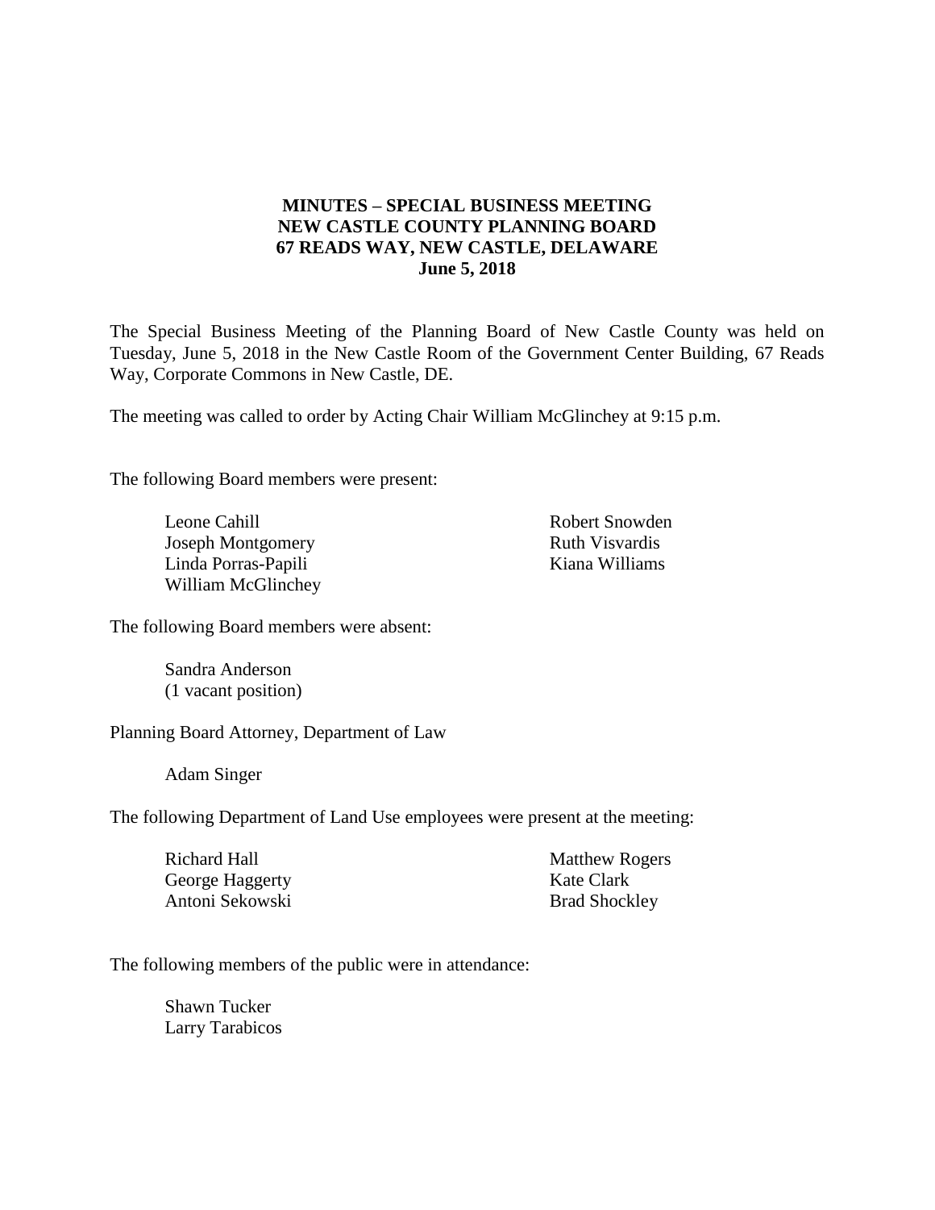**MINUTES – SPECIAL BUSINESS MEETING**
**NEW CASTLE COUNTY PLANNING BOARD**
**67 READS WAY, NEW CASTLE, DELAWARE**
**June 5, 2018**

The Special Business Meeting of the Planning Board of New Castle County was held on Tuesday, June 5, 2018 in the New Castle Room of the Government Center Building, 67 Reads Way, Corporate Commons in New Castle, DE.

The meeting was called to order by Acting Chair William McGlinchey at 9:15 p.m.

The following Board members were present:

Leone Cahill
Joseph Montgomery
Linda Porras-Papili
William McGlinchey
Robert Snowden
Ruth Visvardis
Kiana Williams

The following Board members were absent:

Sandra Anderson
(1 vacant position)

Planning Board Attorney, Department of Law

Adam Singer

The following Department of Land Use employees were present at the meeting:

Richard Hall
George Haggerty
Antoni Sekowski
Matthew Rogers
Kate Clark
Brad Shockley

The following members of the public were in attendance:

Shawn Tucker
Larry Tarabicos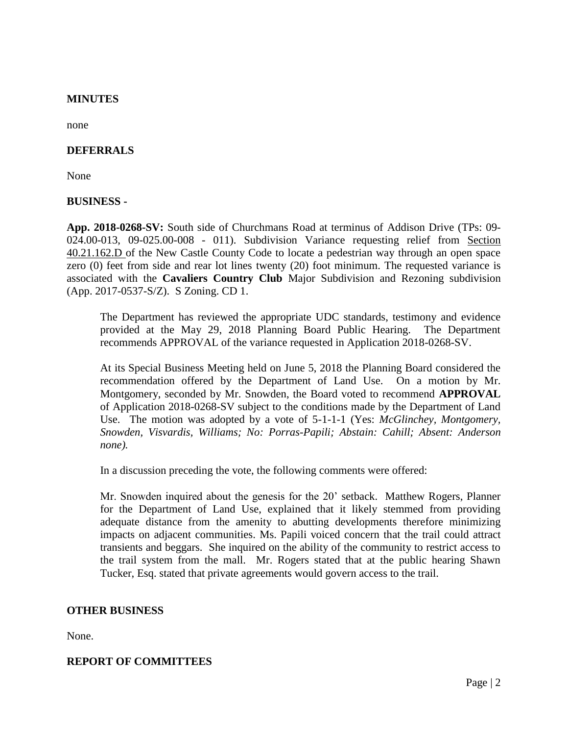**MINUTES**

none

**DEFERRALS**

None

**BUSINESS -**

**App. 2018-0268-SV:** South side of Churchmans Road at terminus of Addison Drive (TPs: 09-024.00-013, 09-025.00-008 - 011). Subdivision Variance requesting relief from Section 40.21.162.D of the New Castle County Code to locate a pedestrian way through an open space zero (0) feet from side and rear lot lines twenty (20) foot minimum. The requested variance is associated with the **Cavaliers Country Club** Major Subdivision and Rezoning subdivision (App. 2017-0537-S/Z). S Zoning. CD 1.

> The Department has reviewed the appropriate UDC standards, testimony and evidence provided at the May 29, 2018 Planning Board Public Hearing. The Department recommends APPROVAL of the variance requested in Application 2018-0268-SV.
>
> At its Special Business Meeting held on June 5, 2018 the Planning Board considered the recommendation offered by the Department of Land Use. On a motion by Mr. Montgomery, seconded by Mr. Snowden, the Board voted to recommend **APPROVAL** of Application 2018-0268-SV subject to the conditions made by the Department of Land Use. The motion was adopted by a vote of 5-1-1-1 (Yes: *McGlinchey, Montgomery, Snowden, Visvardis, Williams; No: Porras-Papili; Abstain: Cahill; Absent: Anderson none).*
>
> In a discussion preceding the vote, the following comments were offered:
>
> Mr. Snowden inquired about the genesis for the 20' setback. Matthew Rogers, Planner for the Department of Land Use, explained that it likely stemmed from providing adequate distance from the amenity to abutting developments therefore minimizing impacts on adjacent communities. Ms. Papili voiced concern that the trail could attract transients and beggars. She inquired on the ability of the community to restrict access to the trail system from the mall. Mr. Rogers stated that at the public hearing Shawn Tucker, Esq. stated that private agreements would govern access to the trail.

**OTHER BUSINESS**

None.

**REPORT OF COMMITTEES**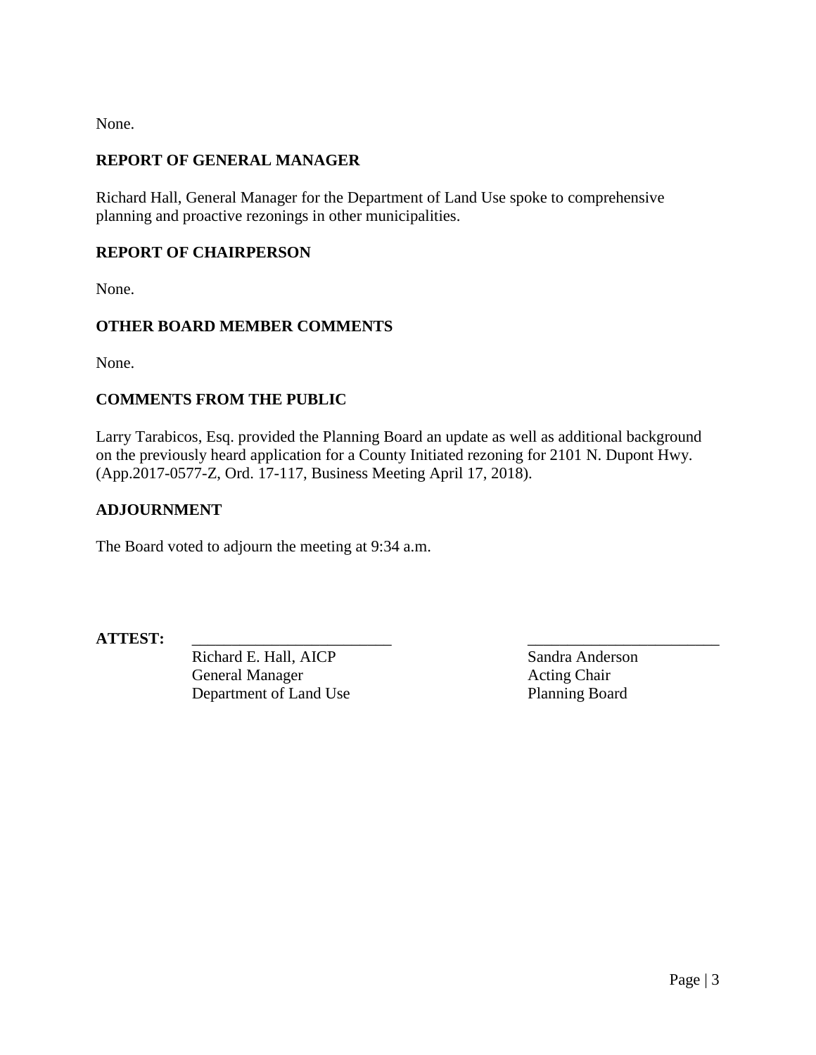None.

**REPORT OF GENERAL MANAGER**

Richard Hall, General Manager for the Department of Land Use spoke to comprehensive planning and proactive rezonings in other municipalities.

**REPORT OF CHAIRPERSON**

None.

**OTHER BOARD MEMBER COMMENTS**

None.

**COMMENTS FROM THE PUBLIC**

Larry Tarabicos, Esq. provided the Planning Board an update as well as additional background on the previously heard application for a County Initiated rezoning for 2101 N. Dupont Hwy. (App.2017-0577-Z, Ord. 17-117, Business Meeting April 17, 2018).

**ADJOURNMENT**

The Board voted to adjourn the meeting at 9:34 a.m.

**ATTEST:** ________________________ ________________________

Richard E. Hall, AICP
General Manager
Department of Land Use

Sandra Anderson
Acting Chair
Planning Board